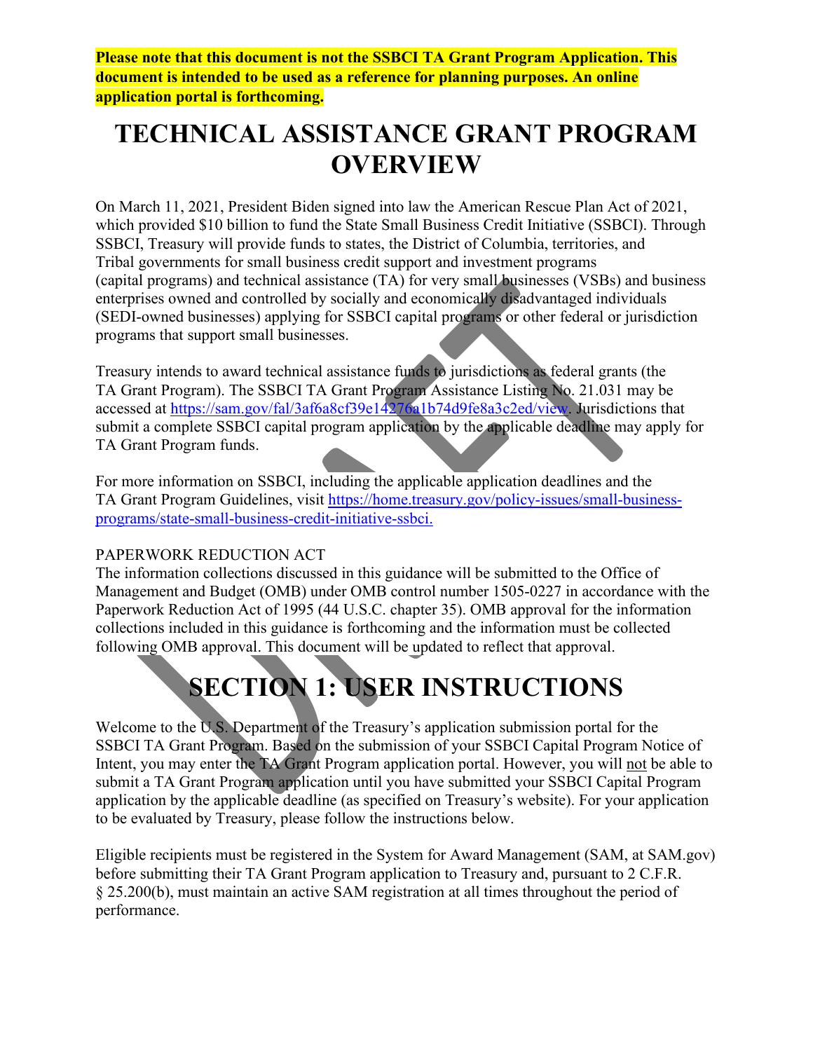**Please note that this document is not the SSBCI TA Grant Program Application. This document is intended to be used as a reference for planning purposes. An online application portal is forthcoming.**

# TECHNICAL ASSISTANCE GRANT PROGRAM OVERVIEW

On March 11, 2021, President Biden signed into law the American Rescue Plan Act of 2021, which provided $10 billion to fund the State Small Business Credit Initiative (SSBCI). Through SSBCI, Treasury will provide funds to states, the District of Columbia, territories, and Tribal governments for small business credit support and investment programs (capital programs) and technical assistance (TA) for very small businesses (VSBs) and business enterprises owned and controlled by socially and economically disadvantaged individuals (SEDI-owned businesses) applying for SSBCI capital programs or other federal or jurisdiction programs that support small businesses.

Treasury intends to award technical assistance funds to jurisdictions as federal grants (the TA Grant Program). The SSBCI TA Grant Program Assistance Listing No. 21.031 may be accessed at https://sam.gov/fal/3af6a8cf39e14276a1b74d9fe8a3c2ed/view. Jurisdictions that submit a complete SSBCI capital program application by the applicable deadline may apply for TA Grant Program funds.

For more information on SSBCI, including the applicable application deadlines and the TA Grant Program Guidelines, visit https://home.treasury.gov/policy-issues/small-business-programs/state-small-business-credit-initiative-ssbci.

PAPERWORK REDUCTION ACT

The information collections discussed in this guidance will be submitted to the Office of Management and Budget (OMB) under OMB control number 1505-0227 in accordance with the Paperwork Reduction Act of 1995 (44 U.S.C. chapter 35). OMB approval for the information collections included in this guidance is forthcoming and the information must be collected following OMB approval. This document will be updated to reflect that approval.

# SECTION 1: USER INSTRUCTIONS

Welcome to the U.S. Department of the Treasury's application submission portal for the SSBCI TA Grant Program. Based on the submission of your SSBCI Capital Program Notice of Intent, you may enter the TA Grant Program application portal. However, you will not be able to submit a TA Grant Program application until you have submitted your SSBCI Capital Program application by the applicable deadline (as specified on Treasury's website). For your application to be evaluated by Treasury, please follow the instructions below.

Eligible recipients must be registered in the System for Award Management (SAM, at SAM.gov) before submitting their TA Grant Program application to Treasury and, pursuant to 2 C.F.R. § 25.200(b), must maintain an active SAM registration at all times throughout the period of performance.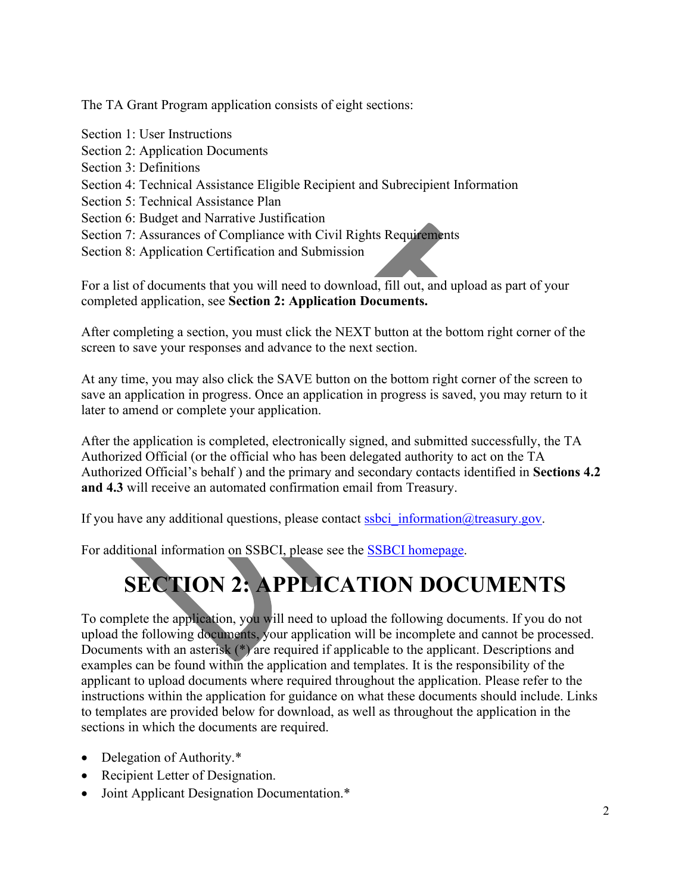The TA Grant Program application consists of eight sections:

Section 1: User Instructions
Section 2: Application Documents
Section 3: Definitions
Section 4: Technical Assistance Eligible Recipient and Subrecipient Information
Section 5: Technical Assistance Plan
Section 6: Budget and Narrative Justification
Section 7: Assurances of Compliance with Civil Rights Requirements
Section 8: Application Certification and Submission

For a list of documents that you will need to download, fill out, and upload as part of your completed application, see **Section 2: Application Documents.**

After completing a section, you must click the NEXT button at the bottom right corner of the screen to save your responses and advance to the next section.

At any time, you may also click the SAVE button on the bottom right corner of the screen to save an application in progress. Once an application in progress is saved, you may return to it later to amend or complete your application.

After the application is completed, electronically signed, and submitted successfully, the TA Authorized Official (or the official who has been delegated authority to act on the TA Authorized Official's behalf ) and the primary and secondary contacts identified in **Sections 4.2 and 4.3** will receive an automated confirmation email from Treasury.

If you have any additional questions, please contact ssbci_information@treasury.gov.

For additional information on SSBCI, please see the SSBCI homepage.

# SECTION 2: APPLICATION DOCUMENTS

To complete the application, you will need to upload the following documents. If you do not upload the following documents, your application will be incomplete and cannot be processed. Documents with an asterisk (*) are required if applicable to the applicant. Descriptions and examples can be found within the application and templates. It is the responsibility of the applicant to upload documents where required throughout the application. Please refer to the instructions within the application for guidance on what these documents should include. Links to templates are provided below for download, as well as throughout the application in the sections in which the documents are required.

- Delegation of Authority.*
- Recipient Letter of Designation.
- Joint Applicant Designation Documentation.*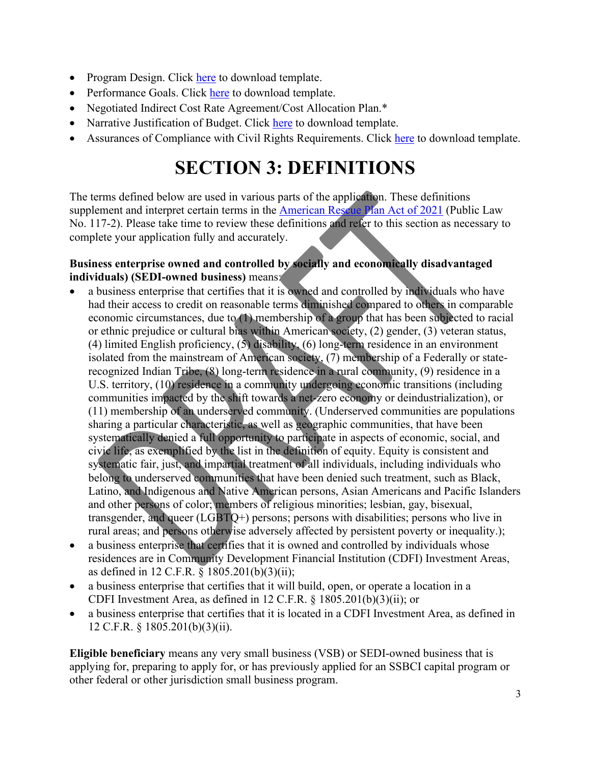- Program Design. Click here to download template.
- Performance Goals. Click here to download template.
- Negotiated Indirect Cost Rate Agreement/Cost Allocation Plan.*
- Narrative Justification of Budget. Click here to download template.
- Assurances of Compliance with Civil Rights Requirements. Click here to download template.

# SECTION 3: DEFINITIONS

The terms defined below are used in various parts of the application. These definitions supplement and interpret certain terms in the American Rescue Plan Act of 2021 (Public Law No. 117-2). Please take time to review these definitions and refer to this section as necessary to complete your application fully and accurately.

**Business enterprise owned and controlled by socially and economically disadvantaged individuals) (SEDI-owned business)** means:

- a business enterprise that certifies that it is owned and controlled by individuals who have had their access to credit on reasonable terms diminished compared to others in comparable economic circumstances, due to (1) membership of a group that has been subjected to racial or ethnic prejudice or cultural bias within American society, (2) gender, (3) veteran status, (4) limited English proficiency, (5) disability, (6) long-term residence in an environment isolated from the mainstream of American society, (7) membership of a Federally or state-recognized Indian Tribe, (8) long-term residence in a rural community, (9) residence in a U.S. territory, (10) residence in a community undergoing economic transitions (including communities impacted by the shift towards a net-zero economy or deindustrialization), or (11) membership of an underserved community. (Underserved communities are populations sharing a particular characteristic, as well as geographic communities, that have been systematically denied a full opportunity to participate in aspects of economic, social, and civic life, as exemplified by the list in the definition of equity. Equity is consistent and systematic fair, just, and impartial treatment of all individuals, including individuals who belong to underserved communities that have been denied such treatment, such as Black, Latino, and Indigenous and Native American persons, Asian Americans and Pacific Islanders and other persons of color; members of religious minorities; lesbian, gay, bisexual, transgender, and queer (LGBTQ+) persons; persons with disabilities; persons who live in rural areas; and persons otherwise adversely affected by persistent poverty or inequality.);
- a business enterprise that certifies that it is owned and controlled by individuals whose residences are in Community Development Financial Institution (CDFI) Investment Areas, as defined in 12 C.F.R. § 1805.201(b)(3)(ii);
- a business enterprise that certifies that it will build, open, or operate a location in a CDFI Investment Area, as defined in 12 C.F.R. § 1805.201(b)(3)(ii); or
- a business enterprise that certifies that it is located in a CDFI Investment Area, as defined in 12 C.F.R. § 1805.201(b)(3)(ii).

**Eligible beneficiary** means any very small business (VSB) or SEDI-owned business that is applying for, preparing to apply for, or has previously applied for an SSBCI capital program or other federal or other jurisdiction small business program.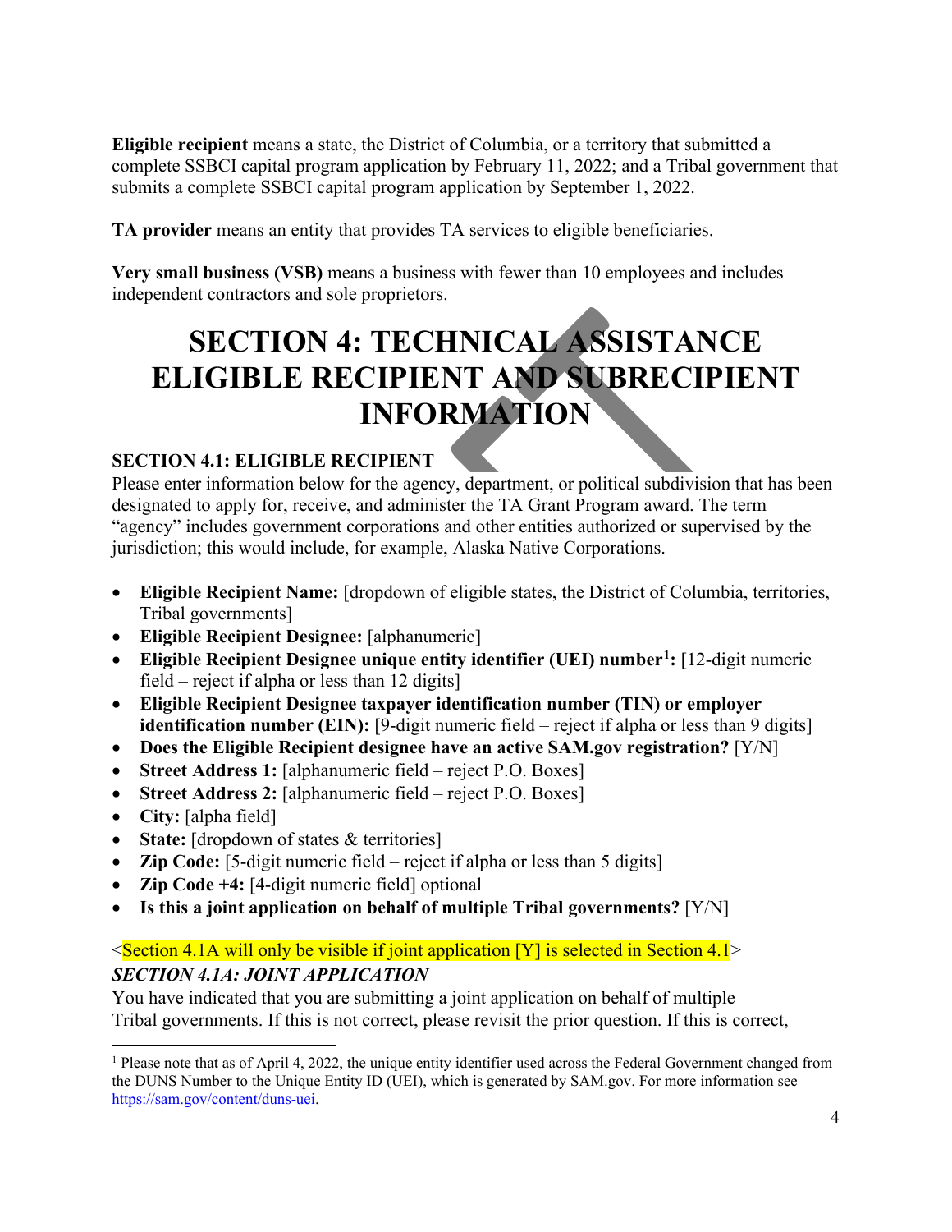**Eligible recipient** means a state, the District of Columbia, or a territory that submitted a complete SSBCI capital program application by February 11, 2022; and a Tribal government that submits a complete SSBCI capital program application by September 1, 2022.

**TA provider** means an entity that provides TA services to eligible beneficiaries.

**Very small business (VSB)** means a business with fewer than 10 employees and includes independent contractors and sole proprietors.

# SECTION 4: TECHNICAL ASSISTANCE ELIGIBLE RECIPIENT AND SUBRECIPIENT INFORMATION

### SECTION 4.1: ELIGIBLE RECIPIENT

Please enter information below for the agency, department, or political subdivision that has been designated to apply for, receive, and administer the TA Grant Program award. The term "agency" includes government corporations and other entities authorized or supervised by the jurisdiction; this would include, for example, Alaska Native Corporations.

- **Eligible Recipient Name:** [dropdown of eligible states, the District of Columbia, territories, Tribal governments]
- **Eligible Recipient Designee:** [alphanumeric]
- **Eligible Recipient Designee unique entity identifier (UEI) number[1]:** [12-digit numeric field – reject if alpha or less than 12 digits]
- **Eligible Recipient Designee taxpayer identification number (TIN) or employer identification number (EIN):** [9-digit numeric field – reject if alpha or less than 9 digits]
- **Does the Eligible Recipient designee have an active SAM.gov registration?** [Y/N]
- **Street Address 1:** [alphanumeric field – reject P.O. Boxes]
- **Street Address 2:** [alphanumeric field – reject P.O. Boxes]
- **City:** [alpha field]
- **State:** [dropdown of states & territories]
- **Zip Code:** [5-digit numeric field – reject if alpha or less than 5 digits]
- **Zip Code +4:** [4-digit numeric field] optional
- **Is this a joint application on behalf of multiple Tribal governments?** [Y/N]

<Section 4.1A will only be visible if joint application [Y] is selected in Section 4.1>

#### *SECTION 4.1A: JOINT APPLICATION*

You have indicated that you are submitting a joint application on behalf of multiple Tribal governments. If this is not correct, please revisit the prior question. If this is correct,

[1] Please note that as of April 4, 2022, the unique entity identifier used across the Federal Government changed from the DUNS Number to the Unique Entity ID (UEI), which is generated by SAM.gov. For more information see https://sam.gov/content/duns-uei.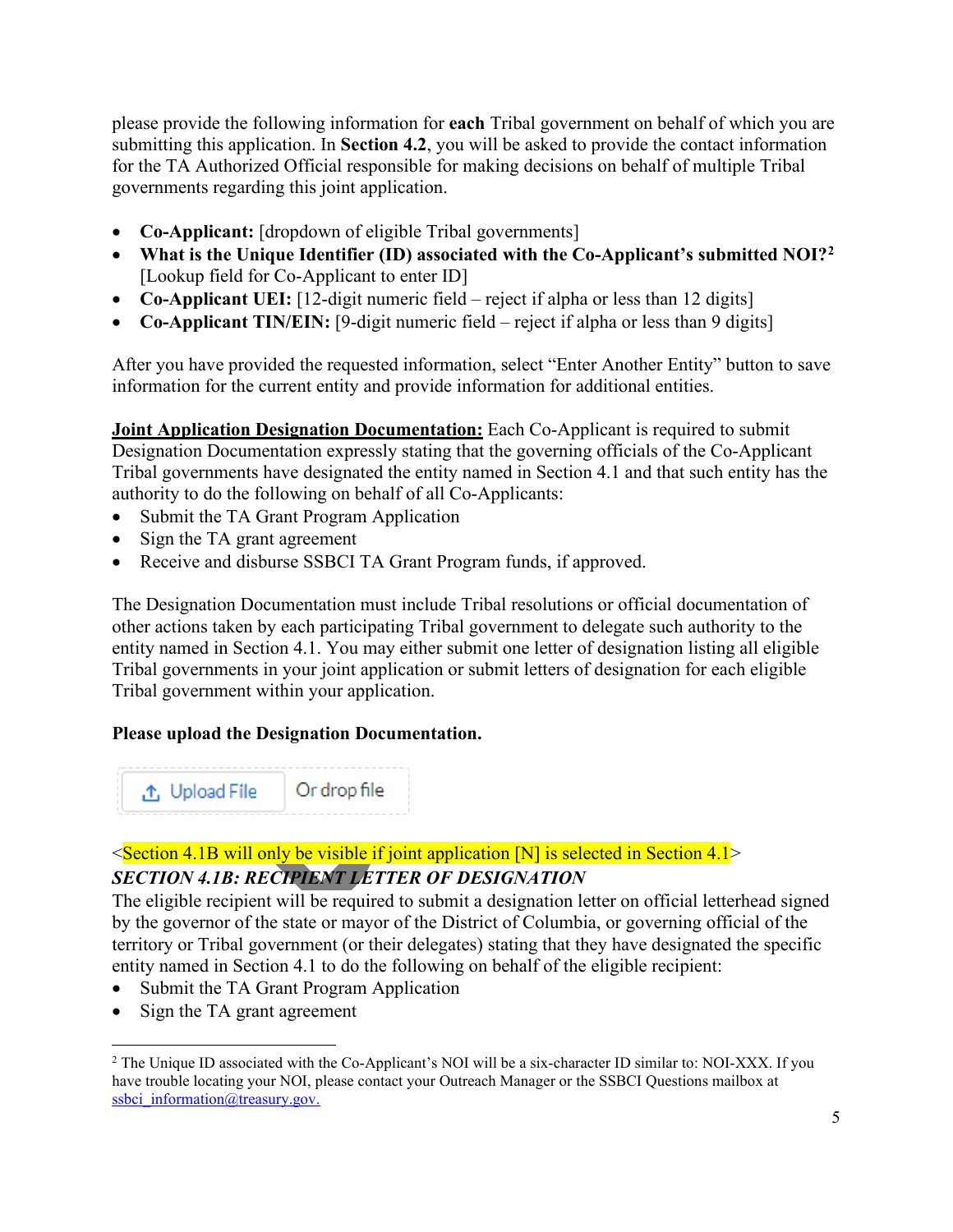please provide the following information for **each** Tribal government on behalf of which you are submitting this application. In **Section 4.2**, you will be asked to provide the contact information for the TA Authorized Official responsible for making decisions on behalf of multiple Tribal governments regarding this joint application.

- **Co-Applicant:** [dropdown of eligible Tribal governments]
- **What is the Unique Identifier (ID) associated with the Co-Applicant's submitted NOI?**[2] [Lookup field for Co-Applicant to enter ID]
- **Co-Applicant UEI:** [12-digit numeric field – reject if alpha or less than 12 digits]
- **Co-Applicant TIN/EIN:** [9-digit numeric field – reject if alpha or less than 9 digits]

After you have provided the requested information, select "Enter Another Entity" button to save information for the current entity and provide information for additional entities.

**Joint Application Designation Documentation:** Each Co-Applicant is required to submit Designation Documentation expressly stating that the governing officials of the Co-Applicant Tribal governments have designated the entity named in Section 4.1 and that such entity has the authority to do the following on behalf of all Co-Applicants:

- Submit the TA Grant Program Application
- Sign the TA grant agreement
- Receive and disburse SSBCI TA Grant Program funds, if approved.

The Designation Documentation must include Tribal resolutions or official documentation of other actions taken by each participating Tribal government to delegate such authority to the entity named in Section 4.1. You may either submit one letter of designation listing all eligible Tribal governments in your joint application or submit letters of designation for each eligible Tribal government within your application.

**Please upload the Designation Documentation.**

[Upload File] Or drop file

<Section 4.1B will only be visible if joint application [N] is selected in Section 4.1>

***SECTION 4.1B: RECIPIENT LETTER OF DESIGNATION***

The eligible recipient will be required to submit a designation letter on official letterhead signed by the governor of the state or mayor of the District of Columbia, or governing official of the territory or Tribal government (or their delegates) stating that they have designated the specific entity named in Section 4.1 to do the following on behalf of the eligible recipient:

- Submit the TA Grant Program Application
- Sign the TA grant agreement

[2] The Unique ID associated with the Co-Applicant's NOI will be a six-character ID similar to: NOI-XXX. If you have trouble locating your NOI, please contact your Outreach Manager or the SSBCI Questions mailbox at ssbci_information@treasury.gov.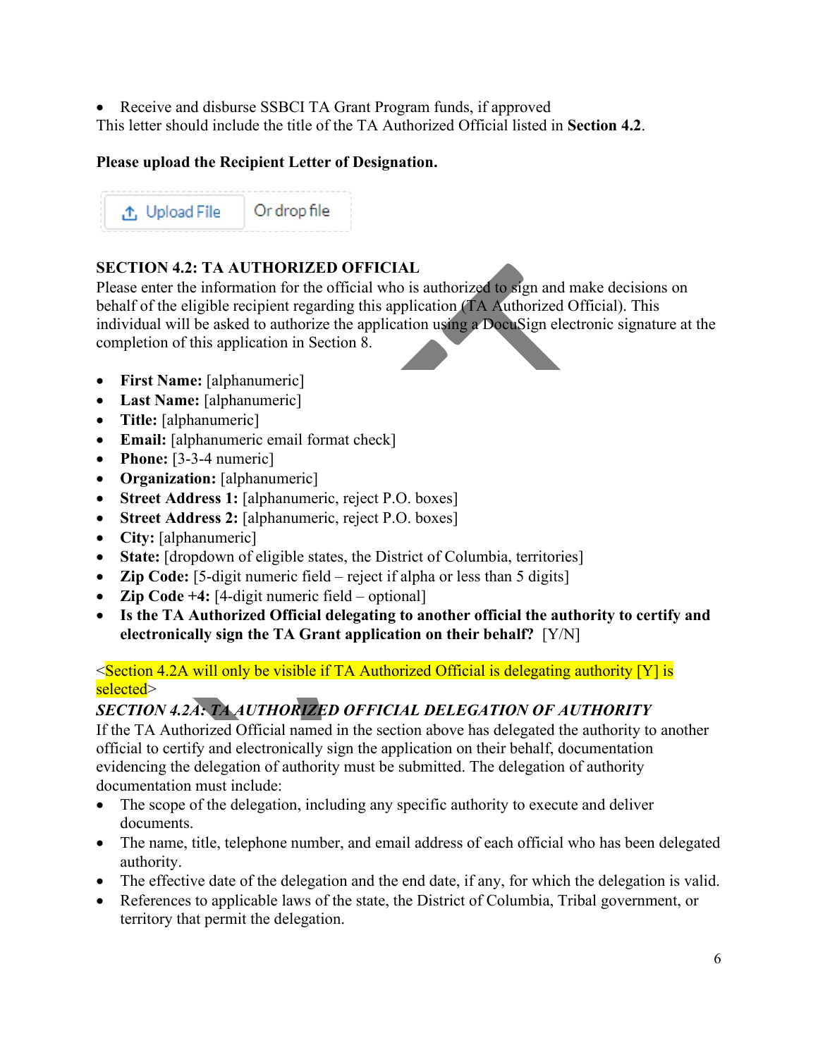- Receive and disburse SSBCI TA Grant Program funds, if approved

This letter should include the title of the TA Authorized Official listed in **Section 4.2**.

**Please upload the Recipient Letter of Designation.**

Upload File Or drop file

**SECTION 4.2: TA AUTHORIZED OFFICIAL**

Please enter the information for the official who is authorized to sign and make decisions on behalf of the eligible recipient regarding this application (TA Authorized Official). This individual will be asked to authorize the application using a DocuSign electronic signature at the completion of this application in Section 8.

- **First Name:** [alphanumeric]
- **Last Name:** [alphanumeric]
- **Title:** [alphanumeric]
- **Email:** [alphanumeric email format check]
- **Phone:** [3-3-4 numeric]
- **Organization:** [alphanumeric]
- **Street Address 1:** [alphanumeric, reject P.O. boxes]
- **Street Address 2:** [alphanumeric, reject P.O. boxes]
- **City:** [alphanumeric]
- **State:** [dropdown of eligible states, the District of Columbia, territories]
- **Zip Code:** [5-digit numeric field – reject if alpha or less than 5 digits]
- **Zip Code +4:** [4-digit numeric field – optional]
- **Is the TA Authorized Official delegating to another official the authority to certify and electronically sign the TA Grant application on their behalf?** [Y/N]

<Section 4.2A will only be visible if TA Authorized Official is delegating authority [Y] is selected>

***SECTION 4.2A: TA AUTHORIZED OFFICIAL DELEGATION OF AUTHORITY***

If the TA Authorized Official named in the section above has delegated the authority to another official to certify and electronically sign the application on their behalf, documentation evidencing the delegation of authority must be submitted. The delegation of authority documentation must include:

- The scope of the delegation, including any specific authority to execute and deliver documents.
- The name, title, telephone number, and email address of each official who has been delegated authority.
- The effective date of the delegation and the end date, if any, for which the delegation is valid.
- References to applicable laws of the state, the District of Columbia, Tribal government, or territory that permit the delegation.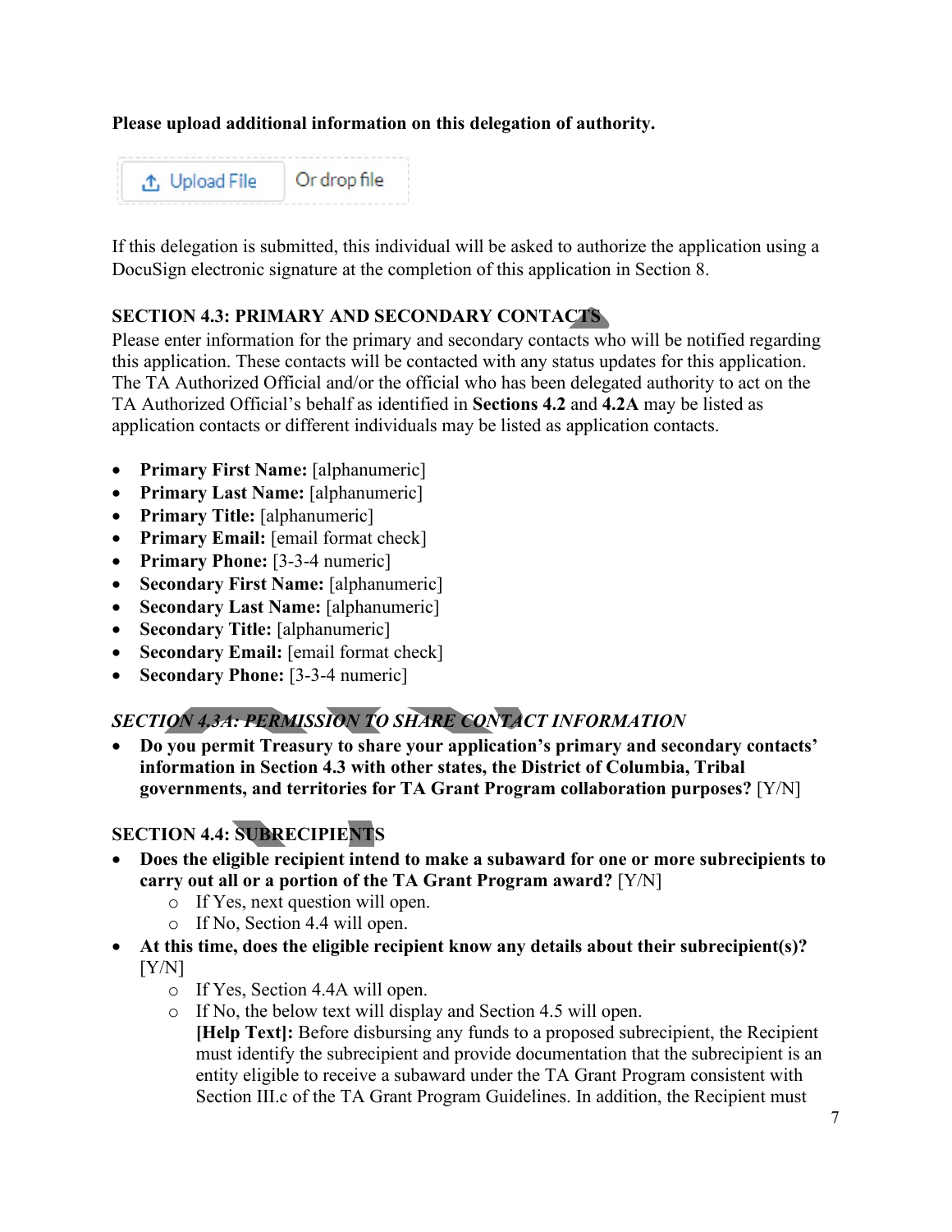**Please upload additional information on this delegation of authority.**

Upload File Or drop file

If this delegation is submitted, this individual will be asked to authorize the application using a DocuSign electronic signature at the completion of this application in Section 8.

**SECTION 4.3: PRIMARY AND SECONDARY CONTACTS**

Please enter information for the primary and secondary contacts who will be notified regarding this application. These contacts will be contacted with any status updates for this application. The TA Authorized Official and/or the official who has been delegated authority to act on the TA Authorized Official's behalf as identified in **Sections 4.2** and **4.2A** may be listed as application contacts or different individuals may be listed as application contacts.

- **Primary First Name:** [alphanumeric]
- **Primary Last Name:** [alphanumeric]
- **Primary Title:** [alphanumeric]
- **Primary Email:** [email format check]
- **Primary Phone:** [3-3-4 numeric]
- **Secondary First Name:** [alphanumeric]
- **Secondary Last Name:** [alphanumeric]
- **Secondary Title:** [alphanumeric]
- **Secondary Email:** [email format check]
- **Secondary Phone:** [3-3-4 numeric]

***SECTION 4.3A: PERMISSION TO SHARE CONTACT INFORMATION***

- **Do you permit Treasury to share your application's primary and secondary contacts' information in Section 4.3 with other states, the District of Columbia, Tribal governments, and territories for TA Grant Program collaboration purposes?** [Y/N]

**SECTION 4.4: SUBRECIPIENTS**

- **Does the eligible recipient intend to make a subaward for one or more subrecipients to carry out all or a portion of the TA Grant Program award?** [Y/N]
  - If Yes, next question will open.
  - If No, Section 4.4 will open.
- **At this time, does the eligible recipient know any details about their subrecipient(s)?** [Y/N]
  - If Yes, Section 4.4A will open.
  - If No, the below text will display and Section 4.5 will open.
    **[Help Text]:** Before disbursing any funds to a proposed subrecipient, the Recipient must identify the subrecipient and provide documentation that the subrecipient is an entity eligible to receive a subaward under the TA Grant Program consistent with Section III.c of the TA Grant Program Guidelines. In addition, the Recipient must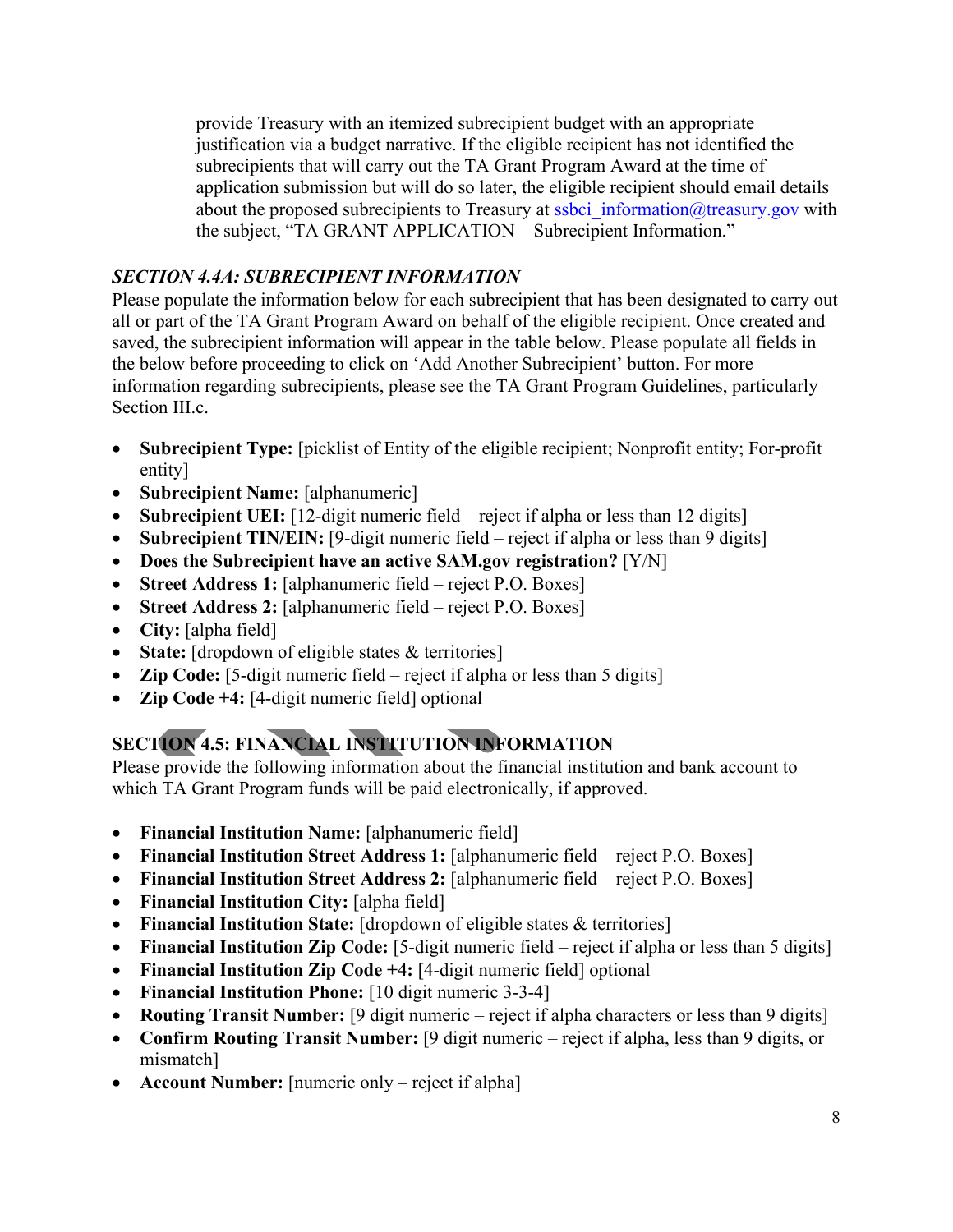provide Treasury with an itemized subrecipient budget with an appropriate justification via a budget narrative. If the eligible recipient has not identified the subrecipients that will carry out the TA Grant Program Award at the time of application submission but will do so later, the eligible recipient should email details about the proposed subrecipients to Treasury at ssbci_information@treasury.gov with the subject, "TA GRANT APPLICATION – Subrecipient Information."

### *SECTION 4.4A: SUBRECIPIENT INFORMATION*

Please populate the information below for each subrecipient that has been designated to carry out all or part of the TA Grant Program Award on behalf of the eligible recipient. Once created and saved, the subrecipient information will appear in the table below. Please populate all fields in the below before proceeding to click on 'Add Another Subrecipient' button. For more information regarding subrecipients, please see the TA Grant Program Guidelines, particularly Section III.c.

- **Subrecipient Type:** [picklist of Entity of the eligible recipient; Nonprofit entity; For-profit entity]
- **Subrecipient Name:** [alphanumeric]
- **Subrecipient UEI:** [12-digit numeric field – reject if alpha or less than 12 digits]
- **Subrecipient TIN/EIN:** [9-digit numeric field – reject if alpha or less than 9 digits]
- **Does the Subrecipient have an active SAM.gov registration?** [Y/N]
- **Street Address 1:** [alphanumeric field – reject P.O. Boxes]
- **Street Address 2:** [alphanumeric field – reject P.O. Boxes]
- **City:** [alpha field]
- **State:** [dropdown of eligible states & territories]
- **Zip Code:** [5-digit numeric field – reject if alpha or less than 5 digits]
- **Zip Code +4:** [4-digit numeric field] optional

### SECTION 4.5: FINANCIAL INSTITUTION INFORMATION

Please provide the following information about the financial institution and bank account to which TA Grant Program funds will be paid electronically, if approved.

- **Financial Institution Name:** [alphanumeric field]
- **Financial Institution Street Address 1:** [alphanumeric field – reject P.O. Boxes]
- **Financial Institution Street Address 2:** [alphanumeric field – reject P.O. Boxes]
- **Financial Institution City:** [alpha field]
- **Financial Institution State:** [dropdown of eligible states & territories]
- **Financial Institution Zip Code:** [5-digit numeric field – reject if alpha or less than 5 digits]
- **Financial Institution Zip Code +4:** [4-digit numeric field] optional
- **Financial Institution Phone:** [10 digit numeric 3-3-4]
- **Routing Transit Number:** [9 digit numeric – reject if alpha characters or less than 9 digits]
- **Confirm Routing Transit Number:** [9 digit numeric – reject if alpha, less than 9 digits, or mismatch]
- **Account Number:** [numeric only – reject if alpha]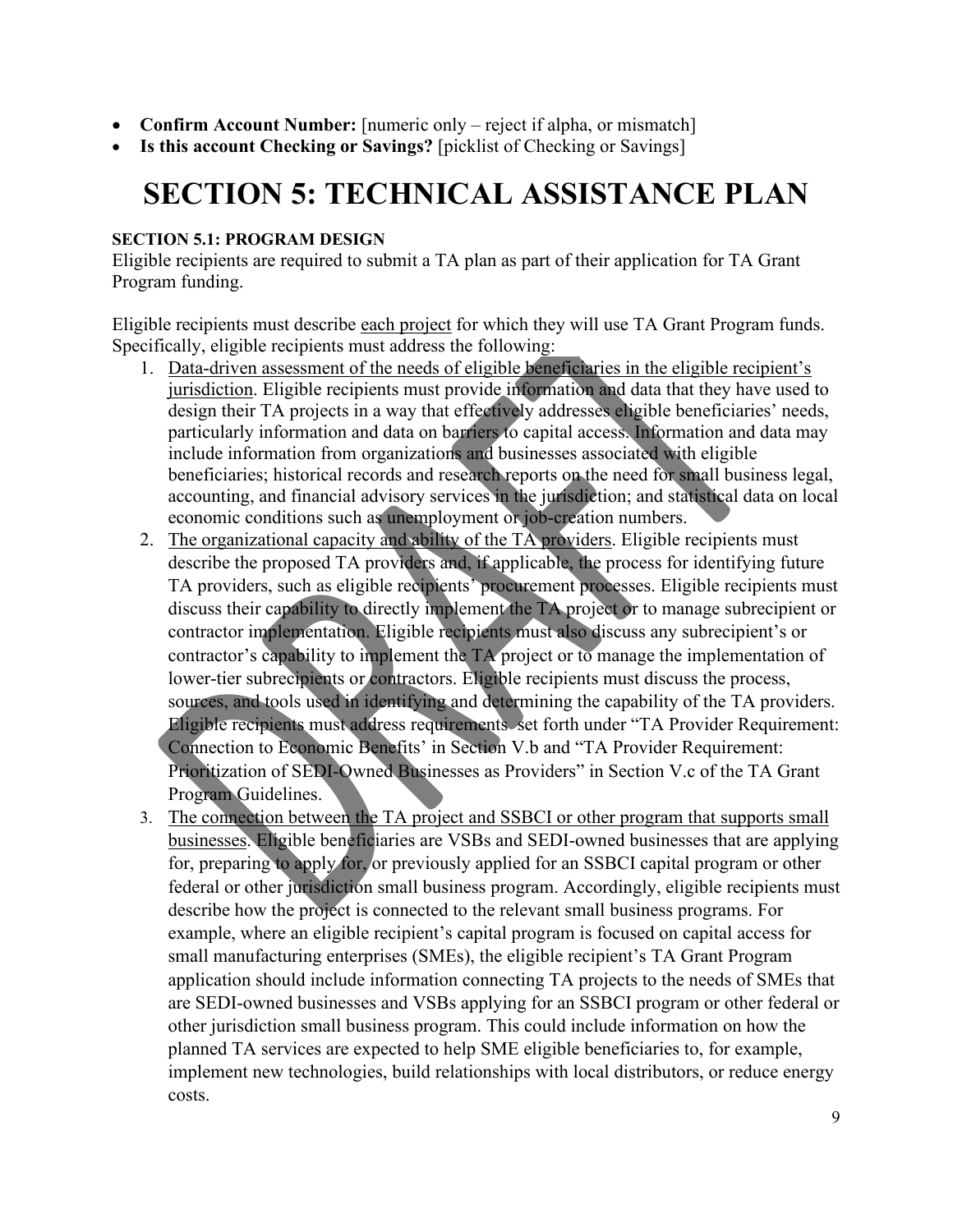- **Confirm Account Number:** [numeric only – reject if alpha, or mismatch]
- **Is this account Checking or Savings?** [picklist of Checking or Savings]

# SECTION 5: TECHNICAL ASSISTANCE PLAN

**SECTION 5.1: PROGRAM DESIGN**

Eligible recipients are required to submit a TA plan as part of their application for TA Grant Program funding.

Eligible recipients must describe each project for which they will use TA Grant Program funds. Specifically, eligible recipients must address the following:

1. Data-driven assessment of the needs of eligible beneficiaries in the eligible recipient's jurisdiction. Eligible recipients must provide information and data that they have used to design their TA projects in a way that effectively addresses eligible beneficiaries' needs, particularly information and data on barriers to capital access. Information and data may include information from organizations and businesses associated with eligible beneficiaries; historical records and research reports on the need for small business legal, accounting, and financial advisory services in the jurisdiction; and statistical data on local economic conditions such as unemployment or job-creation numbers.
2. The organizational capacity and ability of the TA providers. Eligible recipients must describe the proposed TA providers and, if applicable, the process for identifying future TA providers, such as eligible recipients' procurement processes. Eligible recipients must discuss their capability to directly implement the TA project or to manage subrecipient or contractor implementation. Eligible recipients must also discuss any subrecipient's or contractor's capability to implement the TA project or to manage the implementation of lower-tier subrecipients or contractors. Eligible recipients must discuss the process, sources, and tools used in identifying and determining the capability of the TA providers. Eligible recipients must address requirements set forth under "TA Provider Requirement: Connection to Economic Benefits' in Section V.b and "TA Provider Requirement: Prioritization of SEDI-Owned Businesses as Providers" in Section V.c of the TA Grant Program Guidelines.
3. The connection between the TA project and SSBCI or other program that supports small businesses. Eligible beneficiaries are VSBs and SEDI-owned businesses that are applying for, preparing to apply for, or previously applied for an SSBCI capital program or other federal or other jurisdiction small business program. Accordingly, eligible recipients must describe how the project is connected to the relevant small business programs. For example, where an eligible recipient's capital program is focused on capital access for small manufacturing enterprises (SMEs), the eligible recipient's TA Grant Program application should include information connecting TA projects to the needs of SMEs that are SEDI-owned businesses and VSBs applying for an SSBCI program or other federal or other jurisdiction small business program. This could include information on how the planned TA services are expected to help SME eligible beneficiaries to, for example, implement new technologies, build relationships with local distributors, or reduce energy costs.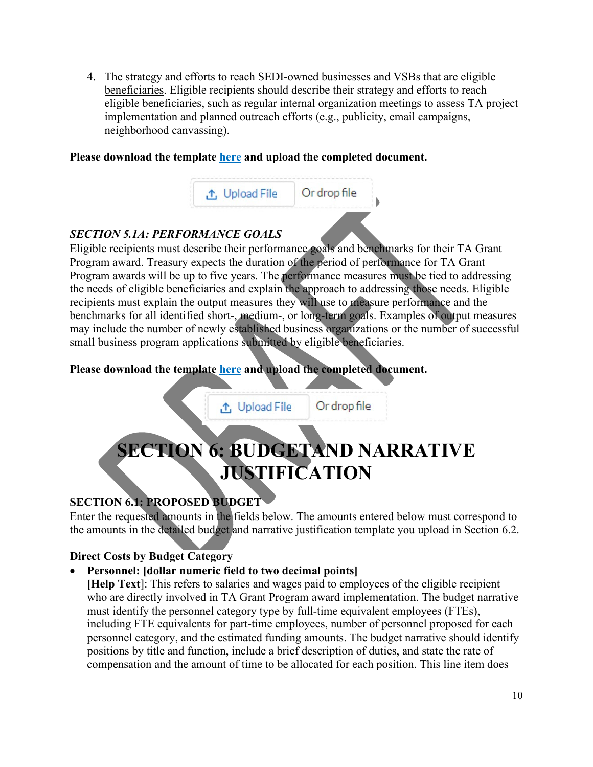4. <u>The strategy and efforts to reach SEDI-owned businesses and VSBs that are eligible beneficiaries</u>. Eligible recipients should describe their strategy and efforts to reach eligible beneficiaries, such as regular internal organization meetings to assess TA project implementation and planned outreach efforts (e.g., publicity, email campaigns, neighborhood canvassing).

**Please download the template here and upload the completed document.**

Upload File | Or drop file

### *SECTION 5.1A: PERFORMANCE GOALS*

Eligible recipients must describe their performance goals and benchmarks for their TA Grant Program award. Treasury expects the duration of the period of performance for TA Grant Program awards will be up to five years. The performance measures must be tied to addressing the needs of eligible beneficiaries and explain the approach to addressing those needs. Eligible recipients must explain the output measures they will use to measure performance and the benchmarks for all identified short-, medium-, or long-term goals. Examples of output measures may include the number of newly established business organizations or the number of successful small business program applications submitted by eligible beneficiaries.

**Please download the template here and upload the completed document.**

Upload File | Or drop file

# SECTION 6: BUDGETAND NARRATIVE JUSTIFICATION

### SECTION 6.1: PROPOSED BUDGET

Enter the requested amounts in the fields below. The amounts entered below must correspond to the amounts in the detailed budget and narrative justification template you upload in Section 6.2.

**Direct Costs by Budget Category**

- **Personnel: [dollar numeric field to two decimal points]**
  **[Help Text]**: This refers to salaries and wages paid to employees of the eligible recipient who are directly involved in TA Grant Program award implementation. The budget narrative must identify the personnel category type by full-time equivalent employees (FTEs), including FTE equivalents for part-time employees, number of personnel proposed for each personnel category, and the estimated funding amounts. The budget narrative should identify positions by title and function, include a brief description of duties, and state the rate of compensation and the amount of time to be allocated for each position. This line item does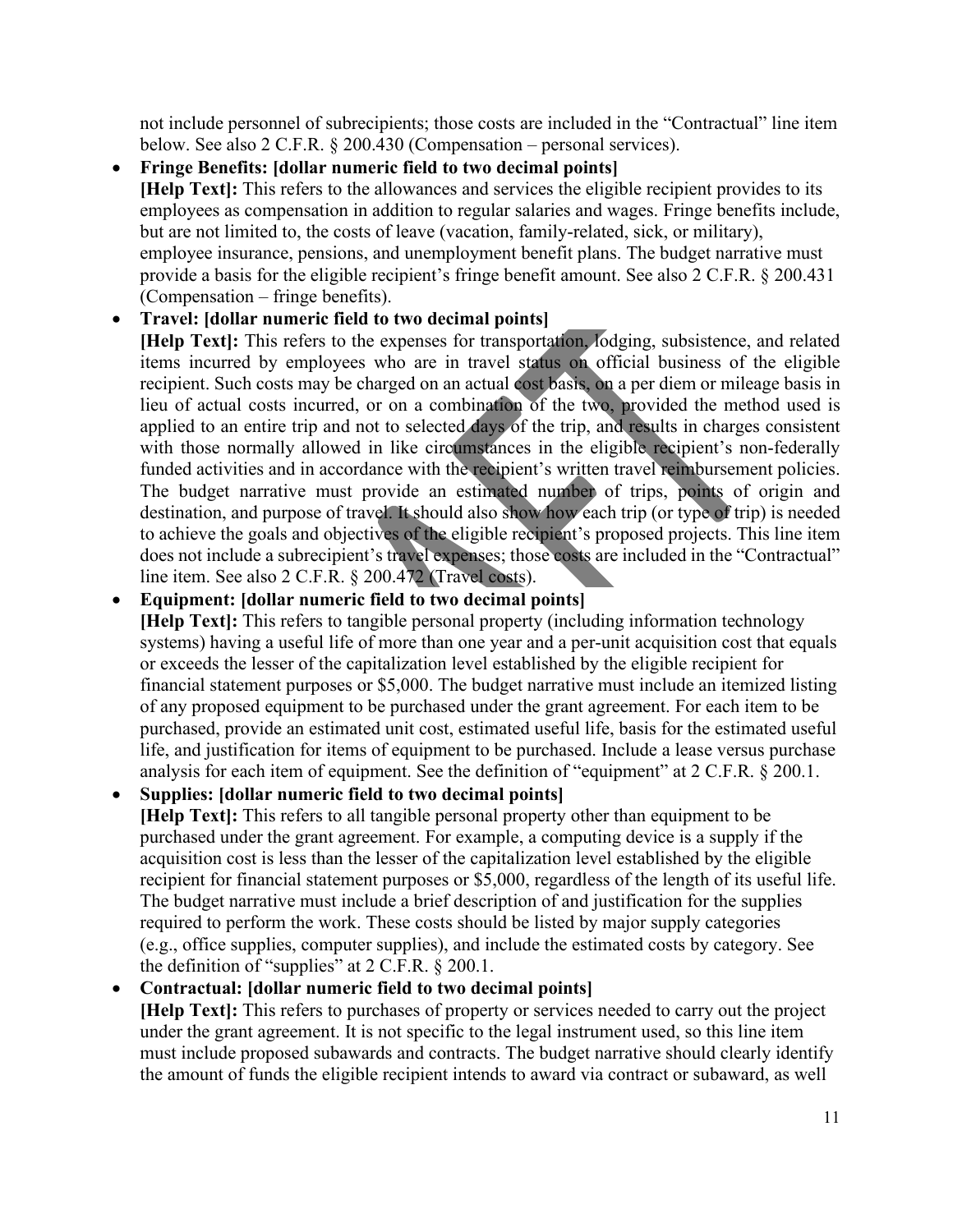not include personnel of subrecipients; those costs are included in the "Contractual" line item below. See also 2 C.F.R. § 200.430 (Compensation – personal services).

- **Fringe Benefits: [dollar numeric field to two decimal points]**
  **[Help Text]:** This refers to the allowances and services the eligible recipient provides to its employees as compensation in addition to regular salaries and wages. Fringe benefits include, but are not limited to, the costs of leave (vacation, family-related, sick, or military), employee insurance, pensions, and unemployment benefit plans. The budget narrative must provide a basis for the eligible recipient's fringe benefit amount. See also 2 C.F.R. § 200.431 (Compensation – fringe benefits).
- **Travel: [dollar numeric field to two decimal points]**
  **[Help Text]:** This refers to the expenses for transportation, lodging, subsistence, and related items incurred by employees who are in travel status on official business of the eligible recipient. Such costs may be charged on an actual cost basis, on a per diem or mileage basis in lieu of actual costs incurred, or on a combination of the two, provided the method used is applied to an entire trip and not to selected days of the trip, and results in charges consistent with those normally allowed in like circumstances in the eligible recipient's non-federally funded activities and in accordance with the recipient's written travel reimbursement policies. The budget narrative must provide an estimated number of trips, points of origin and destination, and purpose of travel. It should also show how each trip (or type of trip) is needed to achieve the goals and objectives of the eligible recipient's proposed projects. This line item does not include a subrecipient's travel expenses; those costs are included in the "Contractual" line item. See also 2 C.F.R. § 200.472 (Travel costs).
- **Equipment: [dollar numeric field to two decimal points]**
  **[Help Text]:** This refers to tangible personal property (including information technology systems) having a useful life of more than one year and a per-unit acquisition cost that equals or exceeds the lesser of the capitalization level established by the eligible recipient for financial statement purposes or $5,000. The budget narrative must include an itemized listing of any proposed equipment to be purchased under the grant agreement. For each item to be purchased, provide an estimated unit cost, estimated useful life, basis for the estimated useful life, and justification for items of equipment to be purchased. Include a lease versus purchase analysis for each item of equipment. See the definition of "equipment" at 2 C.F.R. § 200.1.
- **Supplies: [dollar numeric field to two decimal points]**
  **[Help Text]:** This refers to all tangible personal property other than equipment to be purchased under the grant agreement. For example, a computing device is a supply if the acquisition cost is less than the lesser of the capitalization level established by the eligible recipient for financial statement purposes or $5,000, regardless of the length of its useful life. The budget narrative must include a brief description of and justification for the supplies required to perform the work. These costs should be listed by major supply categories (e.g., office supplies, computer supplies), and include the estimated costs by category. See the definition of "supplies" at 2 C.F.R. § 200.1.
- **Contractual: [dollar numeric field to two decimal points]**
  **[Help Text]:** This refers to purchases of property or services needed to carry out the project under the grant agreement. It is not specific to the legal instrument used, so this line item must include proposed subawards and contracts. The budget narrative should clearly identify the amount of funds the eligible recipient intends to award via contract or subaward, as well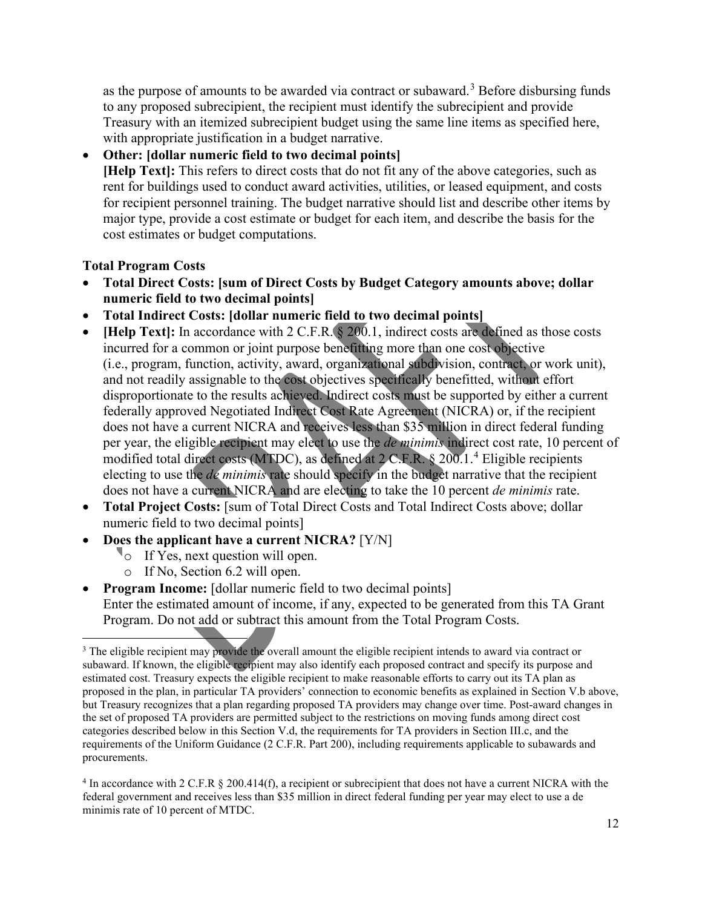as the purpose of amounts to be awarded via contract or subaward.[3] Before disbursing funds to any proposed subrecipient, the recipient must identify the subrecipient and provide Treasury with an itemized subrecipient budget using the same line items as specified here, with appropriate justification in a budget narrative.

- **Other: [dollar numeric field to two decimal points]**
  **[Help Text]:** This refers to direct costs that do not fit any of the above categories, such as rent for buildings used to conduct award activities, utilities, or leased equipment, and costs for recipient personnel training. The budget narrative should list and describe other items by major type, provide a cost estimate or budget for each item, and describe the basis for the cost estimates or budget computations.

**Total Program Costs**

- **Total Direct Costs: [sum of Direct Costs by Budget Category amounts above; dollar numeric field to two decimal points]**
- **Total Indirect Costs: [dollar numeric field to two decimal points]**
- **[Help Text]:** In accordance with 2 C.F.R. § 200.1, indirect costs are defined as those costs incurred for a common or joint purpose benefitting more than one cost objective (i.e., program, function, activity, award, organizational subdivision, contract, or work unit), and not readily assignable to the cost objectives specifically benefitted, without effort disproportionate to the results achieved. Indirect costs must be supported by either a current federally approved Negotiated Indirect Cost Rate Agreement (NICRA) or, if the recipient does not have a current NICRA and receives less than $35 million in direct federal funding per year, the eligible recipient may elect to use the *de minimis* indirect cost rate, 10 percent of modified total direct costs (MTDC), as defined at 2 C.F.R. § 200.1.[4] Eligible recipients electing to use the *de minimis* rate should specify in the budget narrative that the recipient does not have a current NICRA and are electing to take the 10 percent *de minimis* rate.
- **Total Project Costs:** [sum of Total Direct Costs and Total Indirect Costs above; dollar numeric field to two decimal points]
- **Does the applicant have a current NICRA?** [Y/N]
  - If Yes, next question will open.
  - If No, Section 6.2 will open.
- **Program Income:** [dollar numeric field to two decimal points]
  Enter the estimated amount of income, if any, expected to be generated from this TA Grant Program. Do not add or subtract this amount from the Total Program Costs.

---

[3] The eligible recipient may provide the overall amount the eligible recipient intends to award via contract or subaward. If known, the eligible recipient may also identify each proposed contract and specify its purpose and estimated cost. Treasury expects the eligible recipient to make reasonable efforts to carry out its TA plan as proposed in the plan, in particular TA providers' connection to economic benefits as explained in Section V.b above, but Treasury recognizes that a plan regarding proposed TA providers may change over time. Post-award changes in the set of proposed TA providers are permitted subject to the restrictions on moving funds among direct cost categories described below in this Section V.d, the requirements for TA providers in Section III.c, and the requirements of the Uniform Guidance (2 C.F.R. Part 200), including requirements applicable to subawards and procurements.

[4] In accordance with 2 C.F.R § 200.414(f), a recipient or subrecipient that does not have a current NICRA with the federal government and receives less than $35 million in direct federal funding per year may elect to use a de minimis rate of 10 percent of MTDC.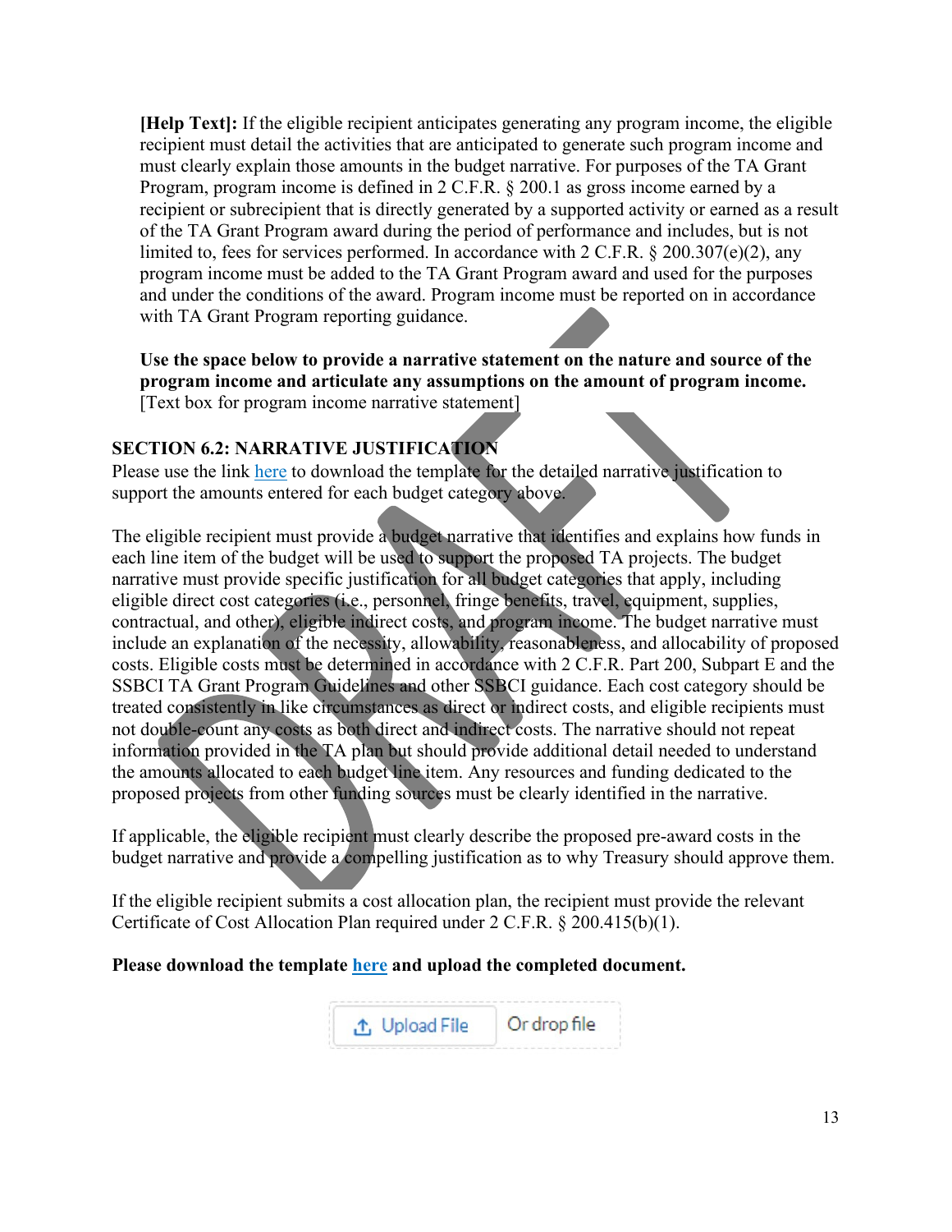**[Help Text]:** If the eligible recipient anticipates generating any program income, the eligible recipient must detail the activities that are anticipated to generate such program income and must clearly explain those amounts in the budget narrative. For purposes of the TA Grant Program, program income is defined in 2 C.F.R. § 200.1 as gross income earned by a recipient or subrecipient that is directly generated by a supported activity or earned as a result of the TA Grant Program award during the period of performance and includes, but is not limited to, fees for services performed. In accordance with 2 C.F.R. § 200.307(e)(2), any program income must be added to the TA Grant Program award and used for the purposes and under the conditions of the award. Program income must be reported on in accordance with TA Grant Program reporting guidance.

**Use the space below to provide a narrative statement on the nature and source of the program income and articulate any assumptions on the amount of program income.**
[Text box for program income narrative statement]

## SECTION 6.2: NARRATIVE JUSTIFICATION

Please use the link here to download the template for the detailed narrative justification to support the amounts entered for each budget category above.

The eligible recipient must provide a budget narrative that identifies and explains how funds in each line item of the budget will be used to support the proposed TA projects. The budget narrative must provide specific justification for all budget categories that apply, including eligible direct cost categories (i.e., personnel, fringe benefits, travel, equipment, supplies, contractual, and other), eligible indirect costs, and program income. The budget narrative must include an explanation of the necessity, allowability, reasonableness, and allocability of proposed costs. Eligible costs must be determined in accordance with 2 C.F.R. Part 200, Subpart E and the SSBCI TA Grant Program Guidelines and other SSBCI guidance. Each cost category should be treated consistently in like circumstances as direct or indirect costs, and eligible recipients must not double-count any costs as both direct and indirect costs. The narrative should not repeat information provided in the TA plan but should provide additional detail needed to understand the amounts allocated to each budget line item. Any resources and funding dedicated to the proposed projects from other funding sources must be clearly identified in the narrative.

If applicable, the eligible recipient must clearly describe the proposed pre-award costs in the budget narrative and provide a compelling justification as to why Treasury should approve them.

If the eligible recipient submits a cost allocation plan, the recipient must provide the relevant Certificate of Cost Allocation Plan required under 2 C.F.R. § 200.415(b)(1).

**Please download the template here and upload the completed document.**

Upload File | Or drop file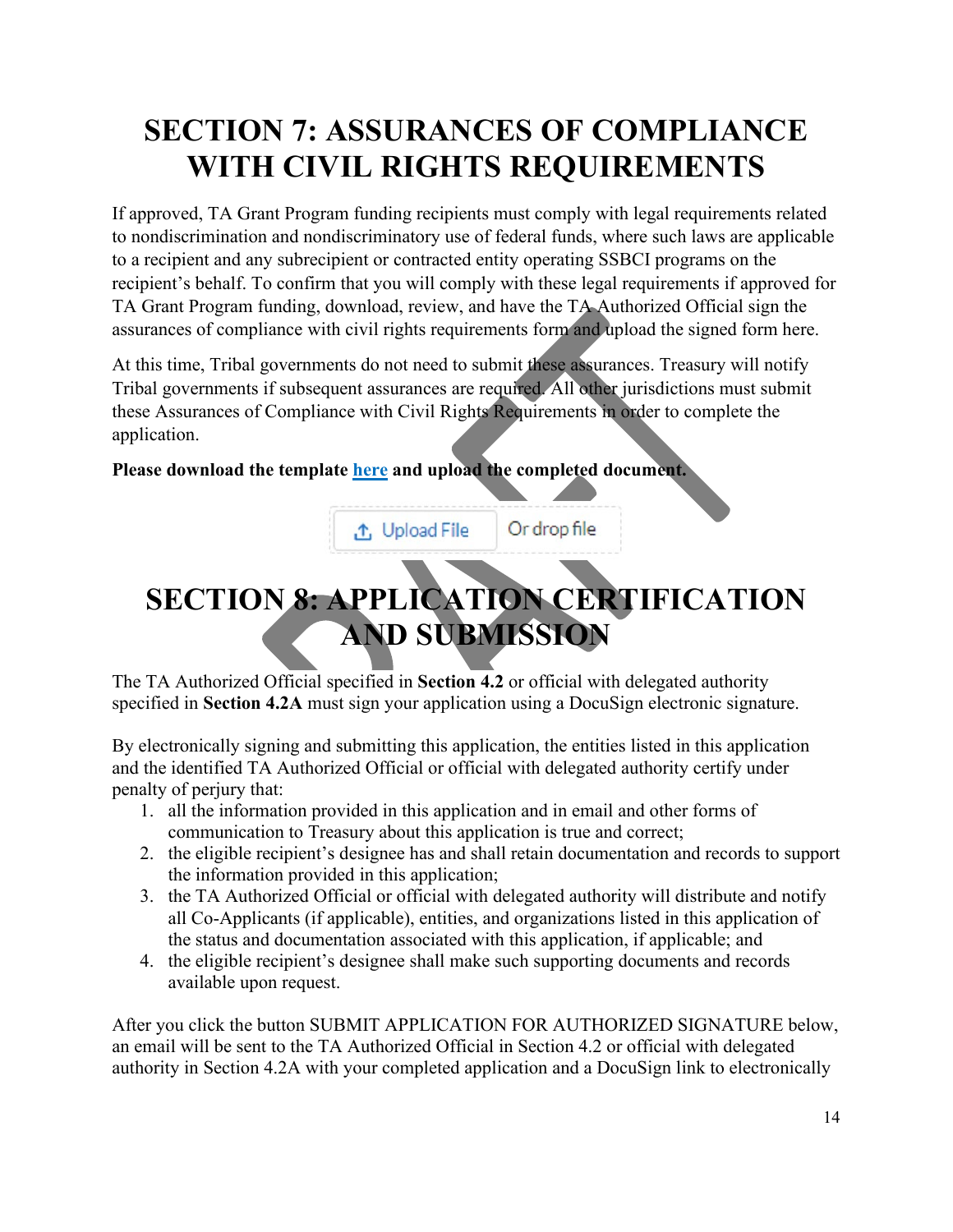# SECTION 7: ASSURANCES OF COMPLIANCE WITH CIVIL RIGHTS REQUIREMENTS

If approved, TA Grant Program funding recipients must comply with legal requirements related to nondiscrimination and nondiscriminatory use of federal funds, where such laws are applicable to a recipient and any subrecipient or contracted entity operating SSBCI programs on the recipient's behalf. To confirm that you will comply with these legal requirements if approved for TA Grant Program funding, download, review, and have the TA Authorized Official sign the assurances of compliance with civil rights requirements form and upload the signed form here.

At this time, Tribal governments do not need to submit these assurances. Treasury will notify Tribal governments if subsequent assurances are required. All other jurisdictions must submit these Assurances of Compliance with Civil Rights Requirements in order to complete the application.

**Please download the template here and upload the completed document.**

Upload File | Or drop file

# SECTION 8: APPLICATION CERTIFICATION AND SUBMISSION

The TA Authorized Official specified in **Section 4.2** or official with delegated authority specified in **Section 4.2A** must sign your application using a DocuSign electronic signature.

By electronically signing and submitting this application, the entities listed in this application and the identified TA Authorized Official or official with delegated authority certify under penalty of perjury that:

1. all the information provided in this application and in email and other forms of communication to Treasury about this application is true and correct;
2. the eligible recipient's designee has and shall retain documentation and records to support the information provided in this application;
3. the TA Authorized Official or official with delegated authority will distribute and notify all Co-Applicants (if applicable), entities, and organizations listed in this application of the status and documentation associated with this application, if applicable; and
4. the eligible recipient's designee shall make such supporting documents and records available upon request.

After you click the button SUBMIT APPLICATION FOR AUTHORIZED SIGNATURE below, an email will be sent to the TA Authorized Official in Section 4.2 or official with delegated authority in Section 4.2A with your completed application and a DocuSign link to electronically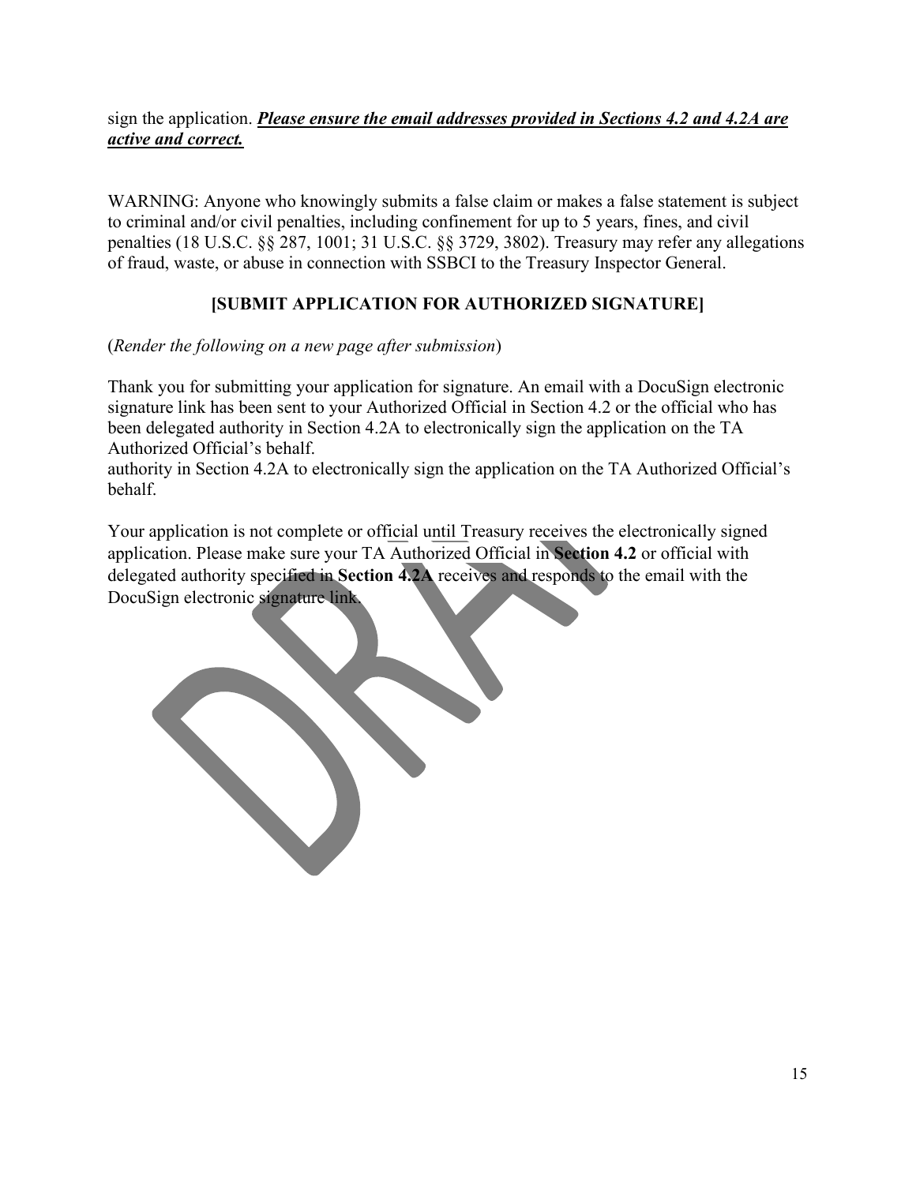sign the application. ***Please ensure the email addresses provided in Sections 4.2 and 4.2A are active and correct.***

WARNING: Anyone who knowingly submits a false claim or makes a false statement is subject to criminal and/or civil penalties, including confinement for up to 5 years, fines, and civil penalties (18 U.S.C. §§ 287, 1001; 31 U.S.C. §§ 3729, 3802). Treasury may refer any allegations of fraud, waste, or abuse in connection with SSBCI to the Treasury Inspector General.

**[SUBMIT APPLICATION FOR AUTHORIZED SIGNATURE]**

(*Render the following on a new page after submission*)

Thank you for submitting your application for signature. An email with a DocuSign electronic signature link has been sent to your Authorized Official in Section 4.2 or the official who has been delegated authority in Section 4.2A to electronically sign the application on the TA Authorized Official's behalf.
authority in Section 4.2A to electronically sign the application on the TA Authorized Official's behalf.

Your application is not complete or official until Treasury receives the electronically signed application. Please make sure your TA Authorized Official in **Section 4.2** or official with delegated authority specified in **Section 4.2A** receives and responds to the email with the DocuSign electronic signature link.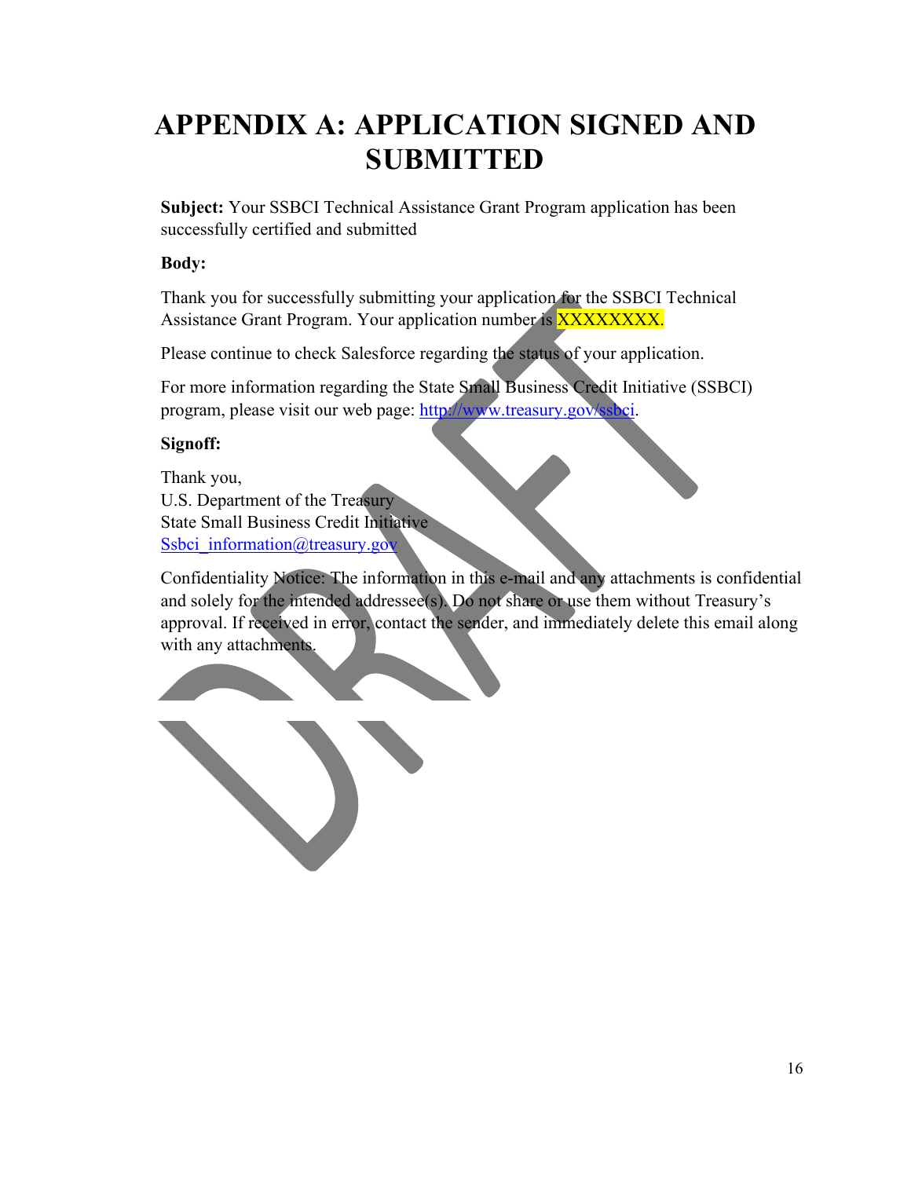# APPENDIX A: APPLICATION SIGNED AND SUBMITTED

**Subject:** Your SSBCI Technical Assistance Grant Program application has been successfully certified and submitted

**Body:**

Thank you for successfully submitting your application for the SSBCI Technical Assistance Grant Program. Your application number is XXXXXXXX.

Please continue to check Salesforce regarding the status of your application.

For more information regarding the State Small Business Credit Initiative (SSBCI) program, please visit our web page: http://www.treasury.gov/ssbci.

**Signoff:**

Thank you,
U.S. Department of the Treasury
State Small Business Credit Initiative
Ssbci_information@treasury.gov

Confidentiality Notice: The information in this e-mail and any attachments is confidential and solely for the intended addressee(s). Do not share or use them without Treasury's approval. If received in error, contact the sender, and immediately delete this email along with any attachments.